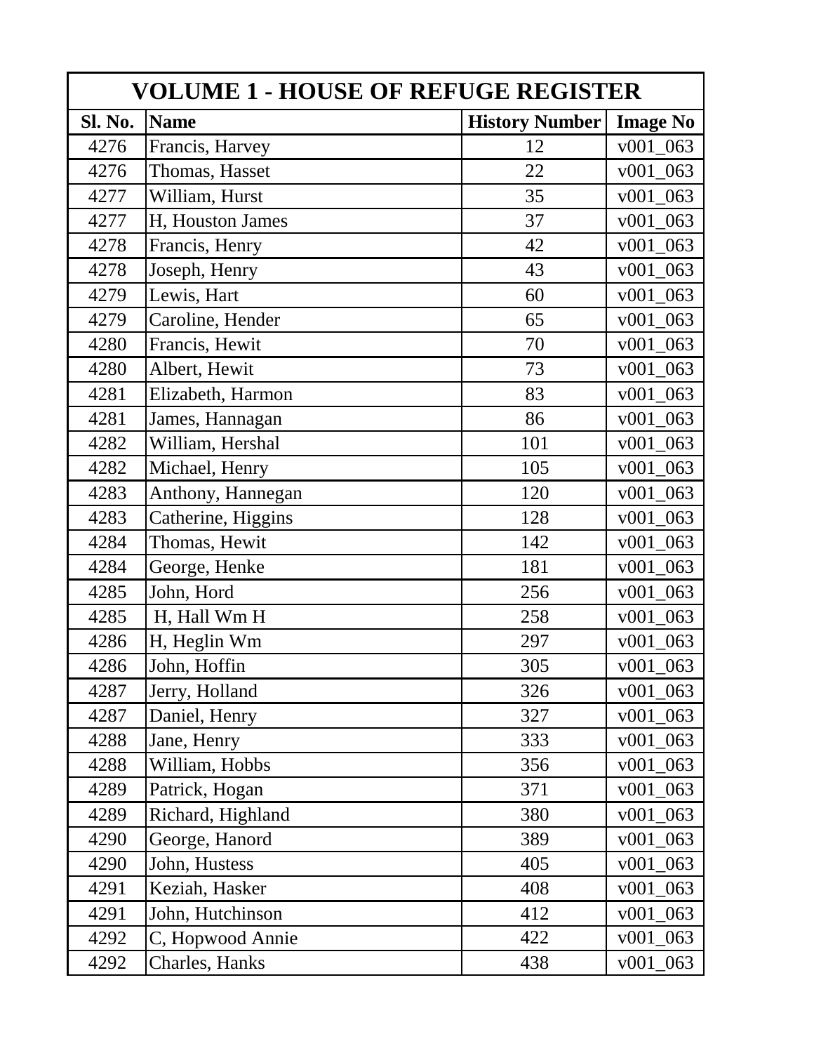| VOLUME 1 - HOUSE OF REFUGE REGISTER | | | |
|---|---|---|---|
| **Sl. No.** | **Name** | **History Number** | **Image No** |
| 4276 | Francis, Harvey | 12 | v001_063 |
| 4276 | Thomas, Hasset | 22 | v001_063 |
| 4277 | William, Hurst | 35 | v001_063 |
| 4277 | H, Houston James | 37 | v001_063 |
| 4278 | Francis, Henry | 42 | v001_063 |
| 4278 | Joseph, Henry | 43 | v001_063 |
| 4279 | Lewis, Hart | 60 | v001_063 |
| 4279 | Caroline, Hender | 65 | v001_063 |
| 4280 | Francis, Hewit | 70 | v001_063 |
| 4280 | Albert, Hewit | 73 | v001_063 |
| 4281 | Elizabeth, Harmon | 83 | v001_063 |
| 4281 | James, Hannagan | 86 | v001_063 |
| 4282 | William, Hershal | 101 | v001_063 |
| 4282 | Michael, Henry | 105 | v001_063 |
| 4283 | Anthony, Hannegan | 120 | v001_063 |
| 4283 | Catherine, Higgins | 128 | v001_063 |
| 4284 | Thomas, Hewit | 142 | v001_063 |
| 4284 | George, Henke | 181 | v001_063 |
| 4285 | John, Hord | 256 | v001_063 |
| 4285 | H, Hall Wm H | 258 | v001_063 |
| 4286 | H, Heglin Wm | 297 | v001_063 |
| 4286 | John, Hoffin | 305 | v001_063 |
| 4287 | Jerry, Holland | 326 | v001_063 |
| 4287 | Daniel, Henry | 327 | v001_063 |
| 4288 | Jane, Henry | 333 | v001_063 |
| 4288 | William, Hobbs | 356 | v001_063 |
| 4289 | Patrick, Hogan | 371 | v001_063 |
| 4289 | Richard, Highland | 380 | v001_063 |
| 4290 | George, Hanord | 389 | v001_063 |
| 4290 | John, Hustess | 405 | v001_063 |
| 4291 | Keziah, Hasker | 408 | v001_063 |
| 4291 | John, Hutchinson | 412 | v001_063 |
| 4292 | C, Hopwood Annie | 422 | v001_063 |
| 4292 | Charles, Hanks | 438 | v001_063 |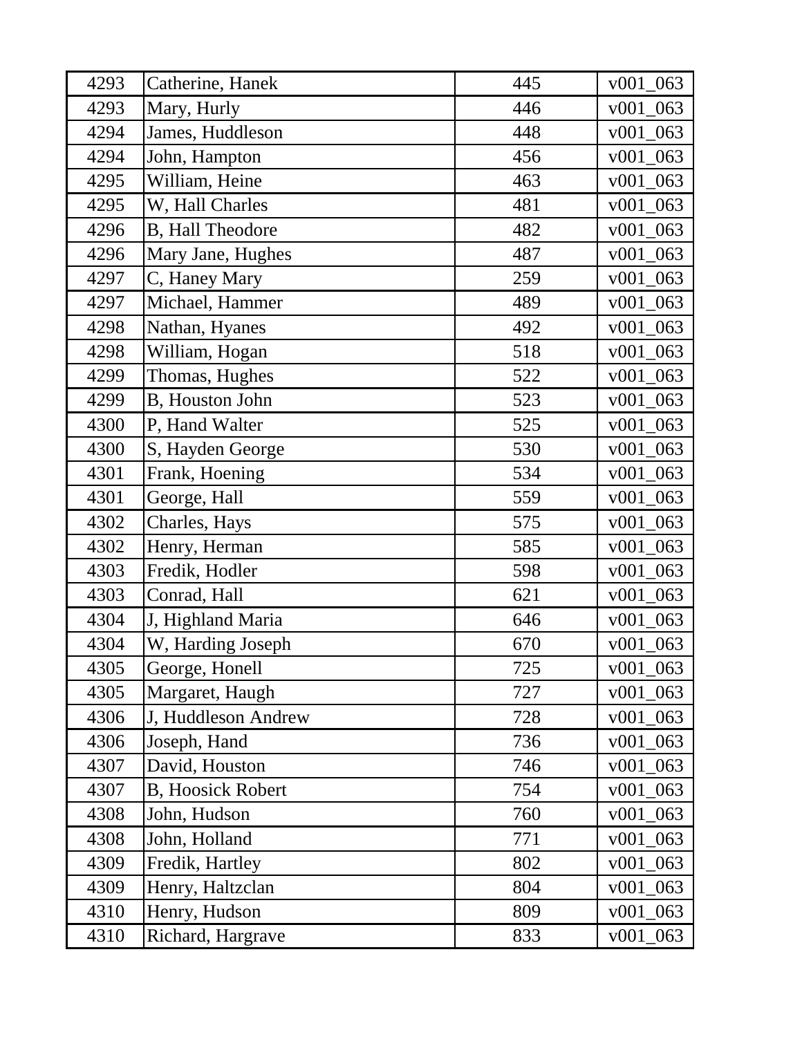| | | | |
|---|---|---|---|
| 4293 | Catherine, Hanek | 445 | v001_063 |
| 4293 | Mary, Hurly | 446 | v001_063 |
| 4294 | James, Huddleson | 448 | v001_063 |
| 4294 | John, Hampton | 456 | v001_063 |
| 4295 | William, Heine | 463 | v001_063 |
| 4295 | W, Hall Charles | 481 | v001_063 |
| 4296 | B, Hall Theodore | 482 | v001_063 |
| 4296 | Mary Jane, Hughes | 487 | v001_063 |
| 4297 | C, Haney Mary | 259 | v001_063 |
| 4297 | Michael, Hammer | 489 | v001_063 |
| 4298 | Nathan, Hyanes | 492 | v001_063 |
| 4298 | William, Hogan | 518 | v001_063 |
| 4299 | Thomas, Hughes | 522 | v001_063 |
| 4299 | B, Houston John | 523 | v001_063 |
| 4300 | P, Hand Walter | 525 | v001_063 |
| 4300 | S, Hayden George | 530 | v001_063 |
| 4301 | Frank, Hoening | 534 | v001_063 |
| 4301 | George, Hall | 559 | v001_063 |
| 4302 | Charles, Hays | 575 | v001_063 |
| 4302 | Henry, Herman | 585 | v001_063 |
| 4303 | Fredik, Hodler | 598 | v001_063 |
| 4303 | Conrad, Hall | 621 | v001_063 |
| 4304 | J, Highland Maria | 646 | v001_063 |
| 4304 | W, Harding Joseph | 670 | v001_063 |
| 4305 | George, Honell | 725 | v001_063 |
| 4305 | Margaret, Haugh | 727 | v001_063 |
| 4306 | J, Huddleson Andrew | 728 | v001_063 |
| 4306 | Joseph, Hand | 736 | v001_063 |
| 4307 | David, Houston | 746 | v001_063 |
| 4307 | B, Hoosick Robert | 754 | v001_063 |
| 4308 | John, Hudson | 760 | v001_063 |
| 4308 | John, Holland | 771 | v001_063 |
| 4309 | Fredik, Hartley | 802 | v001_063 |
| 4309 | Henry, Haltzclan | 804 | v001_063 |
| 4310 | Henry, Hudson | 809 | v001_063 |
| 4310 | Richard, Hargrave | 833 | v001_063 |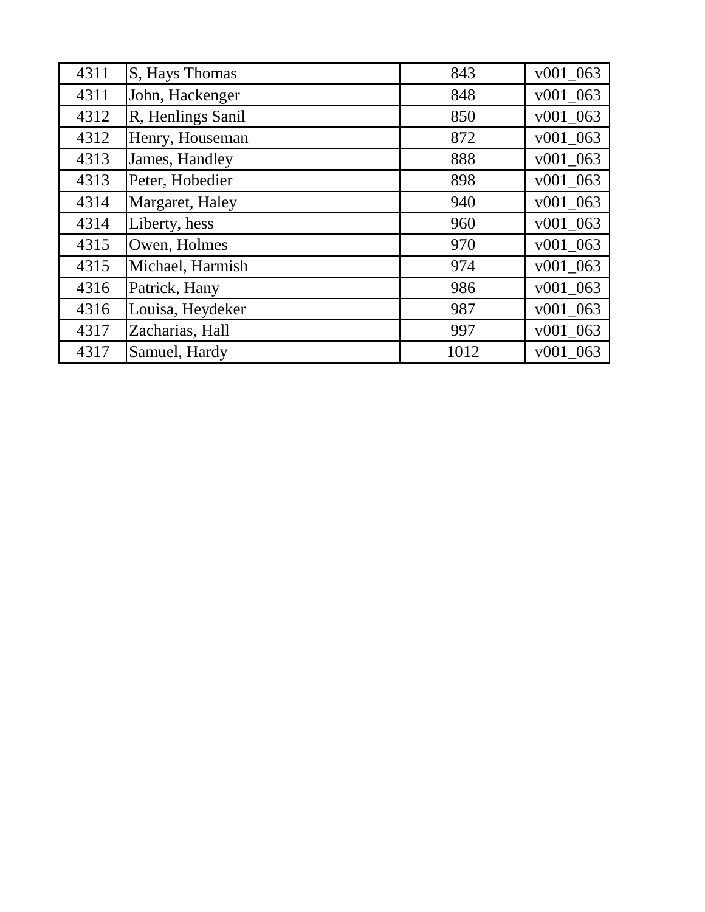| | | | |
|---|---|---|---|
| 4311 | S, Hays Thomas | 843 | v001_063 |
| 4311 | John, Hackenger | 848 | v001_063 |
| 4312 | R, Henlings Sanil | 850 | v001_063 |
| 4312 | Henry, Houseman | 872 | v001_063 |
| 4313 | James, Handley | 888 | v001_063 |
| 4313 | Peter, Hobedier | 898 | v001_063 |
| 4314 | Margaret, Haley | 940 | v001_063 |
| 4314 | Liberty, hess | 960 | v001_063 |
| 4315 | Owen, Holmes | 970 | v001_063 |
| 4315 | Michael, Harmish | 974 | v001_063 |
| 4316 | Patrick, Hany | 986 | v001_063 |
| 4316 | Louisa, Heydeker | 987 | v001_063 |
| 4317 | Zacharias, Hall | 997 | v001_063 |
| 4317 | Samuel, Hardy | 1012 | v001_063 |